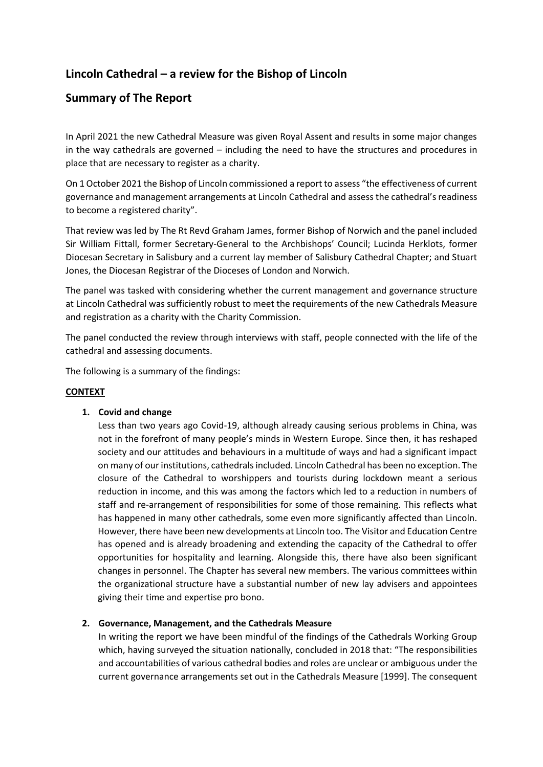# Lincoln Cathedral – a review for the Bishop of Lincoln

## Summary of The Report

In April 2021 the new Cathedral Measure was given Royal Assent and results in some major changes in the way cathedrals are governed – including the need to have the structures and procedures in place that are necessary to register as a charity.

On 1 October 2021 the Bishop of Lincoln commissioned a report to assess "the effectiveness of current governance and management arrangements at Lincoln Cathedral and assess the cathedral's readiness to become a registered charity".

That review was led by The Rt Revd Graham James, former Bishop of Norwich and the panel included Sir William Fittall, former Secretary-General to the Archbishops' Council; Lucinda Herklots, former Diocesan Secretary in Salisbury and a current lay member of Salisbury Cathedral Chapter; and Stuart Jones, the Diocesan Registrar of the Dioceses of London and Norwich.

The panel was tasked with considering whether the current management and governance structure at Lincoln Cathedral was sufficiently robust to meet the requirements of the new Cathedrals Measure and registration as a charity with the Charity Commission.

The panel conducted the review through interviews with staff, people connected with the life of the cathedral and assessing documents.

The following is a summary of the findings:

**CONTEXT**

1. **Covid and change**

   Less than two years ago Covid-19, although already causing serious problems in China, was not in the forefront of many people's minds in Western Europe. Since then, it has reshaped society and our attitudes and behaviours in a multitude of ways and had a significant impact on many of our institutions, cathedrals included. Lincoln Cathedral has been no exception. The closure of the Cathedral to worshippers and tourists during lockdown meant a serious reduction in income, and this was among the factors which led to a reduction in numbers of staff and re-arrangement of responsibilities for some of those remaining. This reflects what has happened in many other cathedrals, some even more significantly affected than Lincoln. However, there have been new developments at Lincoln too. The Visitor and Education Centre has opened and is already broadening and extending the capacity of the Cathedral to offer opportunities for hospitality and learning. Alongside this, there have also been significant changes in personnel. The Chapter has several new members. The various committees within the organizational structure have a substantial number of new lay advisers and appointees giving their time and expertise pro bono.

2. **Governance, Management, and the Cathedrals Measure**

   In writing the report we have been mindful of the findings of the Cathedrals Working Group which, having surveyed the situation nationally, concluded in 2018 that: "The responsibilities and accountabilities of various cathedral bodies and roles are unclear or ambiguous under the current governance arrangements set out in the Cathedrals Measure [1999]. The consequent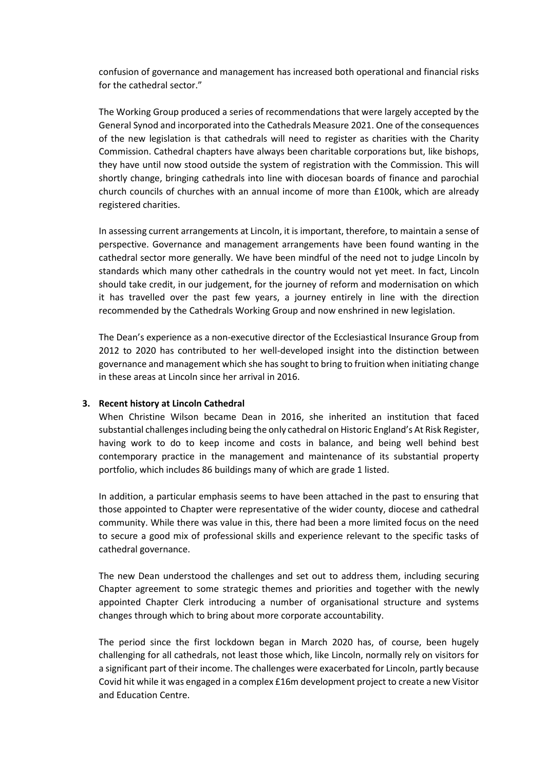confusion of governance and management has increased both operational and financial risks for the cathedral sector."

The Working Group produced a series of recommendations that were largely accepted by the General Synod and incorporated into the Cathedrals Measure 2021. One of the consequences of the new legislation is that cathedrals will need to register as charities with the Charity Commission. Cathedral chapters have always been charitable corporations but, like bishops, they have until now stood outside the system of registration with the Commission. This will shortly change, bringing cathedrals into line with diocesan boards of finance and parochial church councils of churches with an annual income of more than £100k, which are already registered charities.

In assessing current arrangements at Lincoln, it is important, therefore, to maintain a sense of perspective. Governance and management arrangements have been found wanting in the cathedral sector more generally. We have been mindful of the need not to judge Lincoln by standards which many other cathedrals in the country would not yet meet. In fact, Lincoln should take credit, in our judgement, for the journey of reform and modernisation on which it has travelled over the past few years, a journey entirely in line with the direction recommended by the Cathedrals Working Group and now enshrined in new legislation.

The Dean's experience as a non-executive director of the Ecclesiastical Insurance Group from 2012 to 2020 has contributed to her well-developed insight into the distinction between governance and management which she has sought to bring to fruition when initiating change in these areas at Lincoln since her arrival in 2016.

## 3. Recent history at Lincoln Cathedral

When Christine Wilson became Dean in 2016, she inherited an institution that faced substantial challenges including being the only cathedral on Historic England's At Risk Register, having work to do to keep income and costs in balance, and being well behind best contemporary practice in the management and maintenance of its substantial property portfolio, which includes 86 buildings many of which are grade 1 listed.

In addition, a particular emphasis seems to have been attached in the past to ensuring that those appointed to Chapter were representative of the wider county, diocese and cathedral community. While there was value in this, there had been a more limited focus on the need to secure a good mix of professional skills and experience relevant to the specific tasks of cathedral governance.

The new Dean understood the challenges and set out to address them, including securing Chapter agreement to some strategic themes and priorities and together with the newly appointed Chapter Clerk introducing a number of organisational structure and systems changes through which to bring about more corporate accountability.

The period since the first lockdown began in March 2020 has, of course, been hugely challenging for all cathedrals, not least those which, like Lincoln, normally rely on visitors for a significant part of their income. The challenges were exacerbated for Lincoln, partly because Covid hit while it was engaged in a complex £16m development project to create a new Visitor and Education Centre.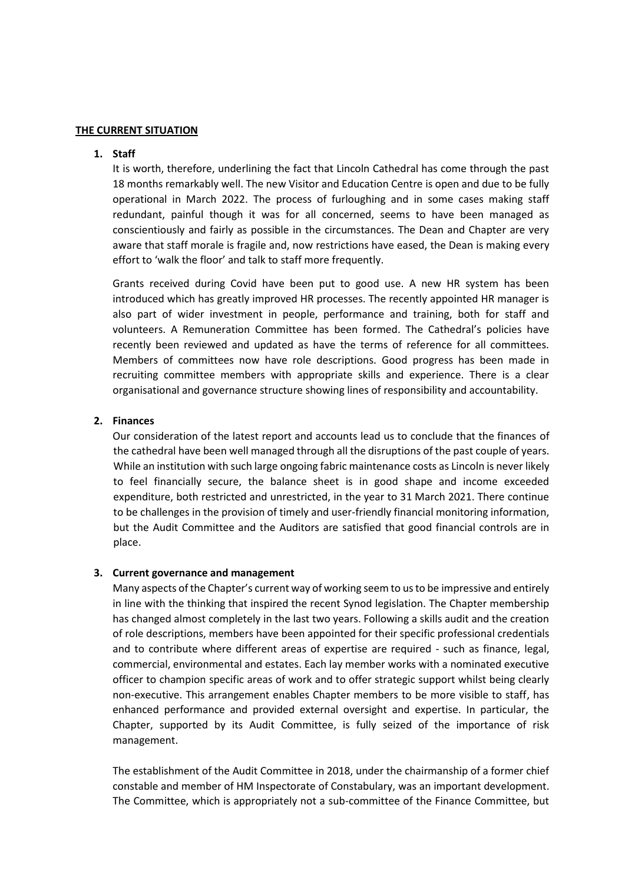## THE CURRENT SITUATION

### 1. Staff

It is worth, therefore, underlining the fact that Lincoln Cathedral has come through the past 18 months remarkably well. The new Visitor and Education Centre is open and due to be fully operational in March 2022. The process of furloughing and in some cases making staff redundant, painful though it was for all concerned, seems to have been managed as conscientiously and fairly as possible in the circumstances. The Dean and Chapter are very aware that staff morale is fragile and, now restrictions have eased, the Dean is making every effort to 'walk the floor' and talk to staff more frequently.

Grants received during Covid have been put to good use. A new HR system has been introduced which has greatly improved HR processes. The recently appointed HR manager is also part of wider investment in people, performance and training, both for staff and volunteers. A Remuneration Committee has been formed. The Cathedral's policies have recently been reviewed and updated as have the terms of reference for all committees. Members of committees now have role descriptions. Good progress has been made in recruiting committee members with appropriate skills and experience. There is a clear organisational and governance structure showing lines of responsibility and accountability.

### 2. Finances

Our consideration of the latest report and accounts lead us to conclude that the finances of the cathedral have been well managed through all the disruptions of the past couple of years. While an institution with such large ongoing fabric maintenance costs as Lincoln is never likely to feel financially secure, the balance sheet is in good shape and income exceeded expenditure, both restricted and unrestricted, in the year to 31 March 2021. There continue to be challenges in the provision of timely and user-friendly financial monitoring information, but the Audit Committee and the Auditors are satisfied that good financial controls are in place.

### 3. Current governance and management

Many aspects of the Chapter's current way of working seem to us to be impressive and entirely in line with the thinking that inspired the recent Synod legislation. The Chapter membership has changed almost completely in the last two years. Following a skills audit and the creation of role descriptions, members have been appointed for their specific professional credentials and to contribute where different areas of expertise are required - such as finance, legal, commercial, environmental and estates. Each lay member works with a nominated executive officer to champion specific areas of work and to offer strategic support whilst being clearly non-executive. This arrangement enables Chapter members to be more visible to staff, has enhanced performance and provided external oversight and expertise. In particular, the Chapter, supported by its Audit Committee, is fully seized of the importance of risk management.

The establishment of the Audit Committee in 2018, under the chairmanship of a former chief constable and member of HM Inspectorate of Constabulary, was an important development. The Committee, which is appropriately not a sub-committee of the Finance Committee, but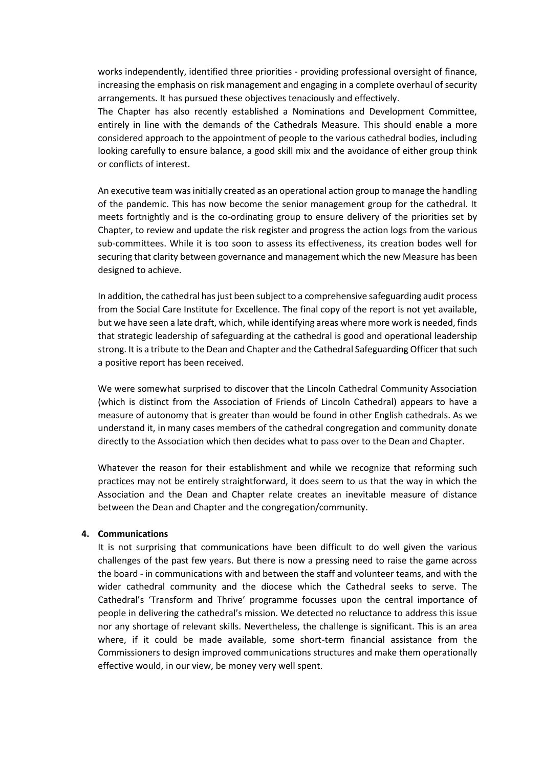works independently, identified three priorities - providing professional oversight of finance, increasing the emphasis on risk management and engaging in a complete overhaul of security arrangements. It has pursued these objectives tenaciously and effectively.

The Chapter has also recently established a Nominations and Development Committee, entirely in line with the demands of the Cathedrals Measure. This should enable a more considered approach to the appointment of people to the various cathedral bodies, including looking carefully to ensure balance, a good skill mix and the avoidance of either group think or conflicts of interest.

An executive team was initially created as an operational action group to manage the handling of the pandemic. This has now become the senior management group for the cathedral. It meets fortnightly and is the co-ordinating group to ensure delivery of the priorities set by Chapter, to review and update the risk register and progress the action logs from the various sub-committees. While it is too soon to assess its effectiveness, its creation bodes well for securing that clarity between governance and management which the new Measure has been designed to achieve.

In addition, the cathedral has just been subject to a comprehensive safeguarding audit process from the Social Care Institute for Excellence. The final copy of the report is not yet available, but we have seen a late draft, which, while identifying areas where more work is needed, finds that strategic leadership of safeguarding at the cathedral is good and operational leadership strong. It is a tribute to the Dean and Chapter and the Cathedral Safeguarding Officer that such a positive report has been received.

We were somewhat surprised to discover that the Lincoln Cathedral Community Association (which is distinct from the Association of Friends of Lincoln Cathedral) appears to have a measure of autonomy that is greater than would be found in other English cathedrals. As we understand it, in many cases members of the cathedral congregation and community donate directly to the Association which then decides what to pass over to the Dean and Chapter.

Whatever the reason for their establishment and while we recognize that reforming such practices may not be entirely straightforward, it does seem to us that the way in which the Association and the Dean and Chapter relate creates an inevitable measure of distance between the Dean and Chapter and the congregation/community.

**4. Communications**

It is not surprising that communications have been difficult to do well given the various challenges of the past few years. But there is now a pressing need to raise the game across the board - in communications with and between the staff and volunteer teams, and with the wider cathedral community and the diocese which the Cathedral seeks to serve. The Cathedral's 'Transform and Thrive' programme focusses upon the central importance of people in delivering the cathedral's mission. We detected no reluctance to address this issue nor any shortage of relevant skills. Nevertheless, the challenge is significant. This is an area where, if it could be made available, some short-term financial assistance from the Commissioners to design improved communications structures and make them operationally effective would, in our view, be money very well spent.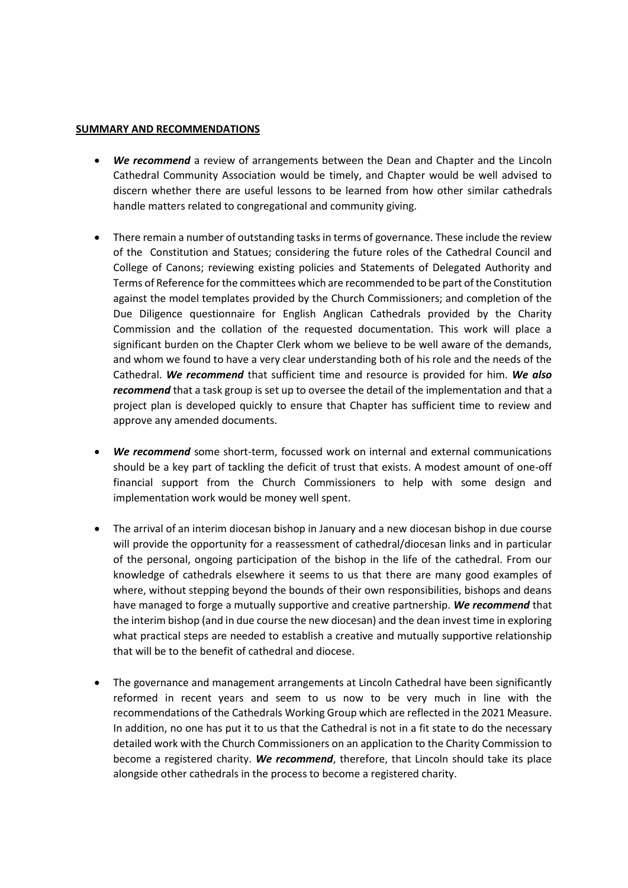**SUMMARY AND RECOMMENDATIONS**

- ***We recommend*** a review of arrangements between the Dean and Chapter and the Lincoln Cathedral Community Association would be timely, and Chapter would be well advised to discern whether there are useful lessons to be learned from how other similar cathedrals handle matters related to congregational and community giving.

- There remain a number of outstanding tasks in terms of governance. These include the review of the Constitution and Statues; considering the future roles of the Cathedral Council and College of Canons; reviewing existing policies and Statements of Delegated Authority and Terms of Reference for the committees which are recommended to be part of the Constitution against the model templates provided by the Church Commissioners; and completion of the Due Diligence questionnaire for English Anglican Cathedrals provided by the Charity Commission and the collation of the requested documentation. This work will place a significant burden on the Chapter Clerk whom we believe to be well aware of the demands, and whom we found to have a very clear understanding both of his role and the needs of the Cathedral. ***We recommend*** that sufficient time and resource is provided for him. ***We also recommend*** that a task group is set up to oversee the detail of the implementation and that a project plan is developed quickly to ensure that Chapter has sufficient time to review and approve any amended documents.

- ***We recommend*** some short-term, focussed work on internal and external communications should be a key part of tackling the deficit of trust that exists. A modest amount of one-off financial support from the Church Commissioners to help with some design and implementation work would be money well spent.

- The arrival of an interim diocesan bishop in January and a new diocesan bishop in due course will provide the opportunity for a reassessment of cathedral/diocesan links and in particular of the personal, ongoing participation of the bishop in the life of the cathedral. From our knowledge of cathedrals elsewhere it seems to us that there are many good examples of where, without stepping beyond the bounds of their own responsibilities, bishops and deans have managed to forge a mutually supportive and creative partnership. ***We recommend*** that the interim bishop (and in due course the new diocesan) and the dean invest time in exploring what practical steps are needed to establish a creative and mutually supportive relationship that will be to the benefit of cathedral and diocese.

- The governance and management arrangements at Lincoln Cathedral have been significantly reformed in recent years and seem to us now to be very much in line with the recommendations of the Cathedrals Working Group which are reflected in the 2021 Measure. In addition, no one has put it to us that the Cathedral is not in a fit state to do the necessary detailed work with the Church Commissioners on an application to the Charity Commission to become a registered charity. ***We recommend***, therefore, that Lincoln should take its place alongside other cathedrals in the process to become a registered charity.